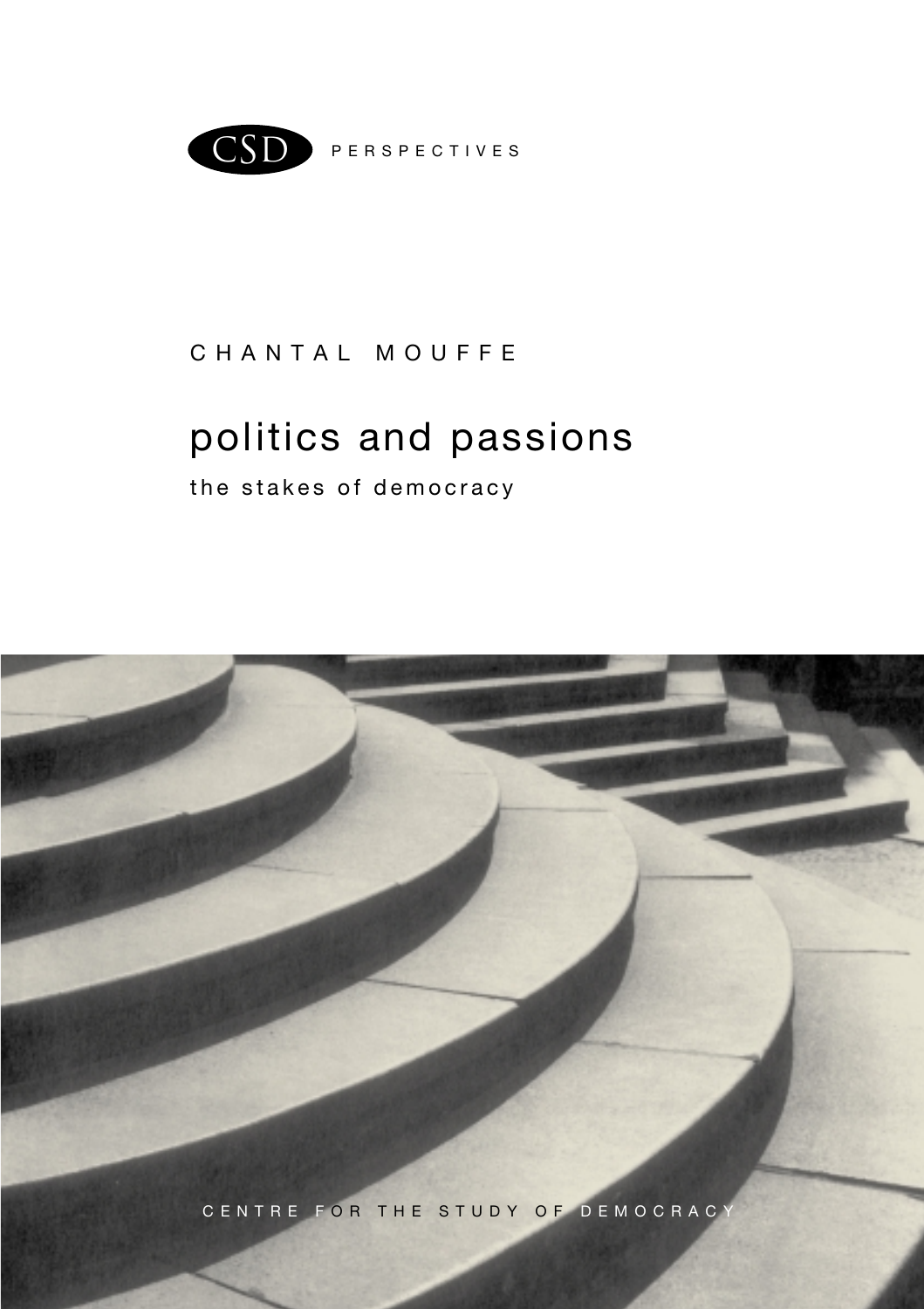CSD PERSPECTIVES

CHANTAL MOUFFE

# politics and passions

## the stakes of democracy

CENTRE FOR THE STUDY OF DEMOCRACY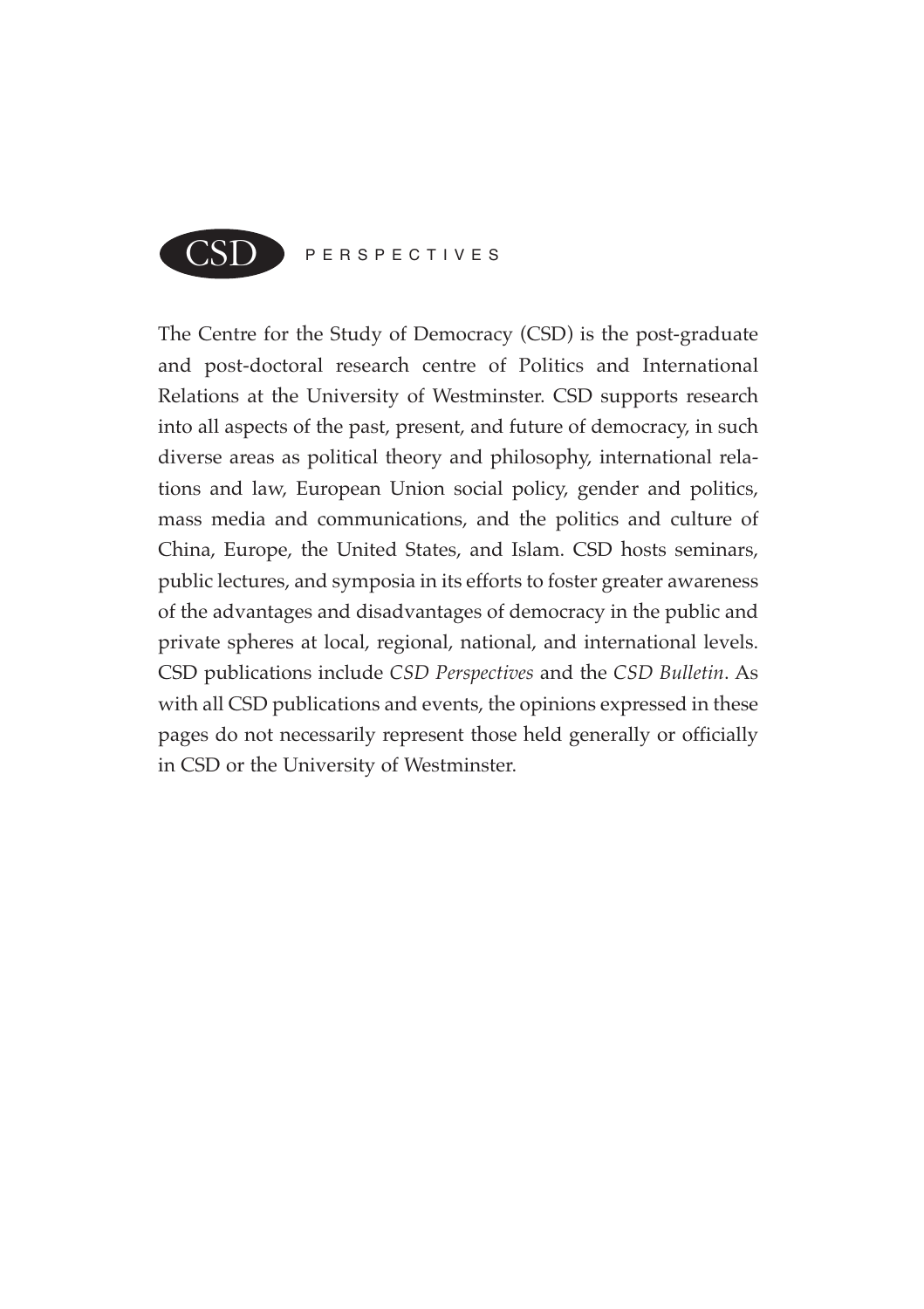CSD PERSPECTIVES

The Centre for the Study of Democracy (CSD) is the post-graduate and post-doctoral research centre of Politics and International Relations at the University of Westminster. CSD supports research into all aspects of the past, present, and future of democracy, in such diverse areas as political theory and philosophy, international relations and law, European Union social policy, gender and politics, mass media and communications, and the politics and culture of China, Europe, the United States, and Islam. CSD hosts seminars, public lectures, and symposia in its efforts to foster greater awareness of the advantages and disadvantages of democracy in the public and private spheres at local, regional, national, and international levels. CSD publications include *CSD Perspectives* and the *CSD Bulletin*. As with all CSD publications and events, the opinions expressed in these pages do not necessarily represent those held generally or officially in CSD or the University of Westminster.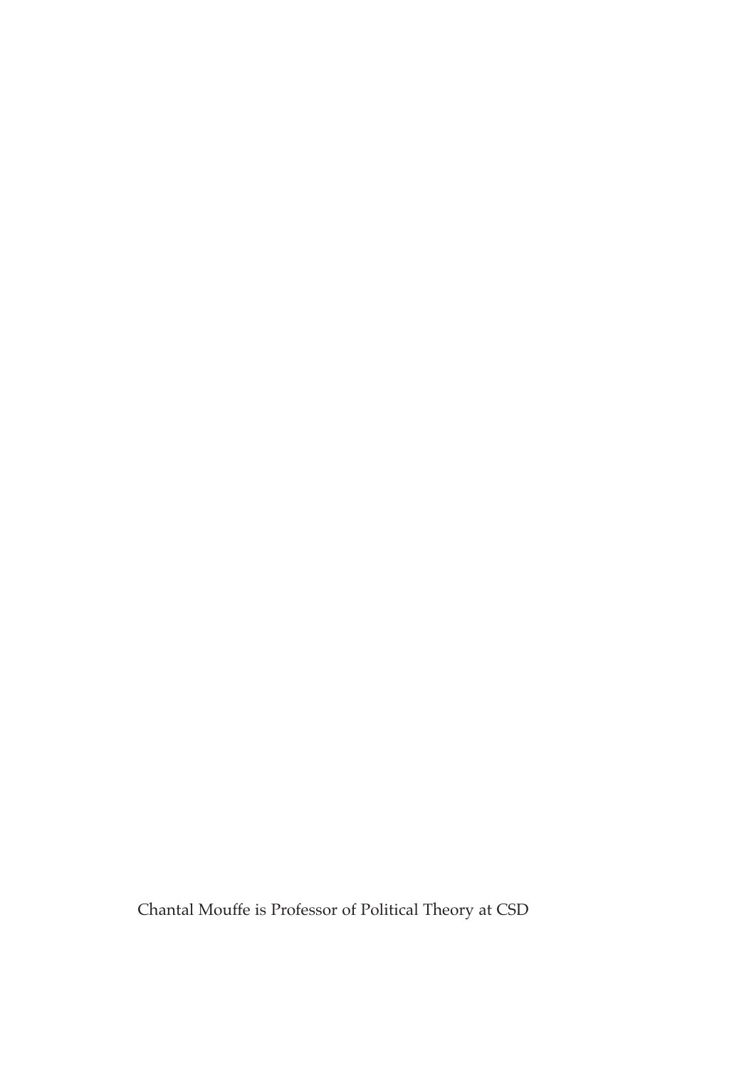Chantal Mouffe is Professor of Political Theory at CSD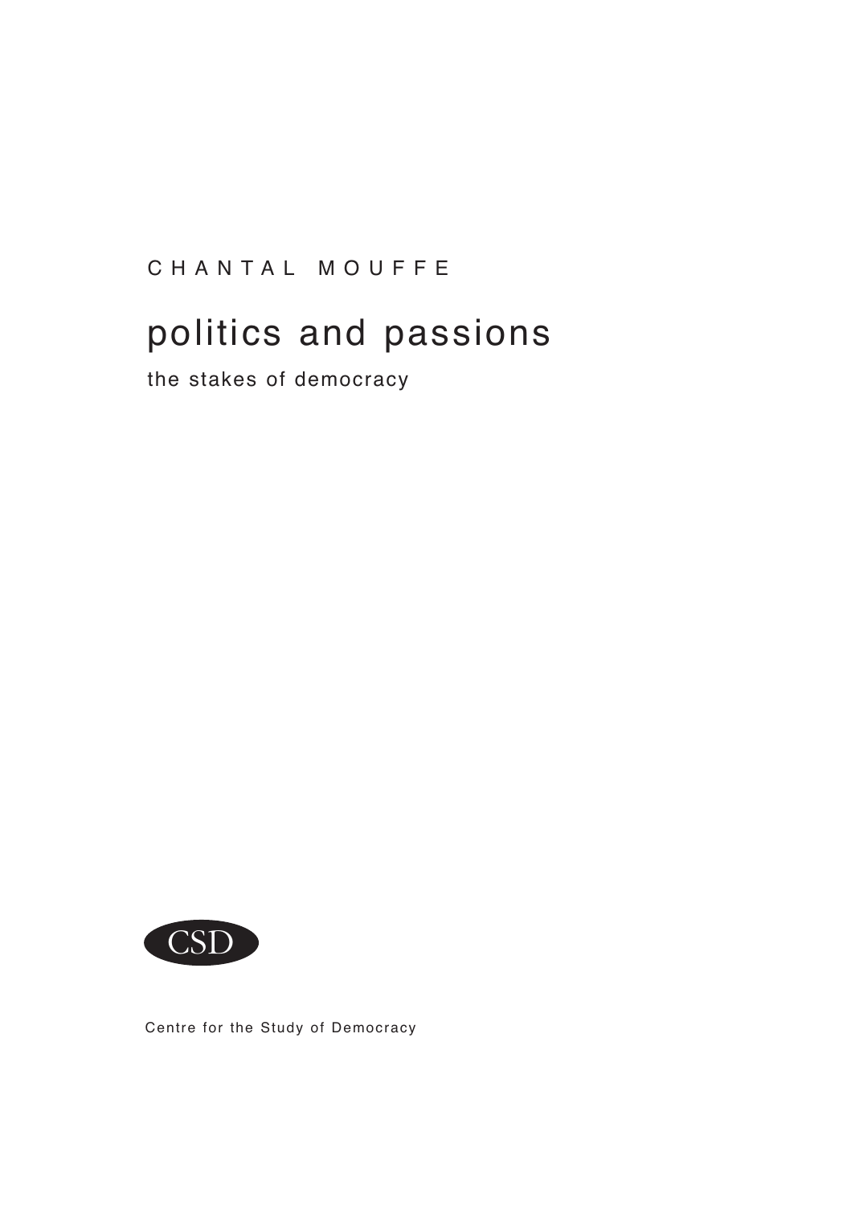CHANTAL MOUFFE

# politics and passions

## the stakes of democracy

CSD

Centre for the Study of Democracy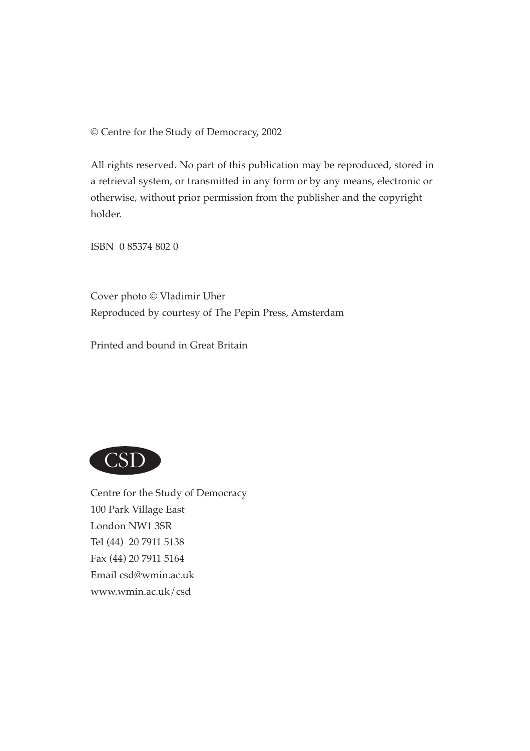© Centre for the Study of Democracy, 2002

All rights reserved. No part of this publication may be reproduced, stored in a retrieval system, or transmitted in any form or by any means, electronic or otherwise, without prior permission from the publisher and the copyright holder.

ISBN 0 85374 802 0

Cover photo © Vladimir Uher
Reproduced by courtesy of The Pepin Press, Amsterdam

Printed and bound in Great Britain

CSD

Centre for the Study of Democracy
100 Park Village East
London NW1 3SR
Tel (44) 20 7911 5138
Fax (44) 20 7911 5164
Email csd@wmin.ac.uk
www.wmin.ac.uk/csd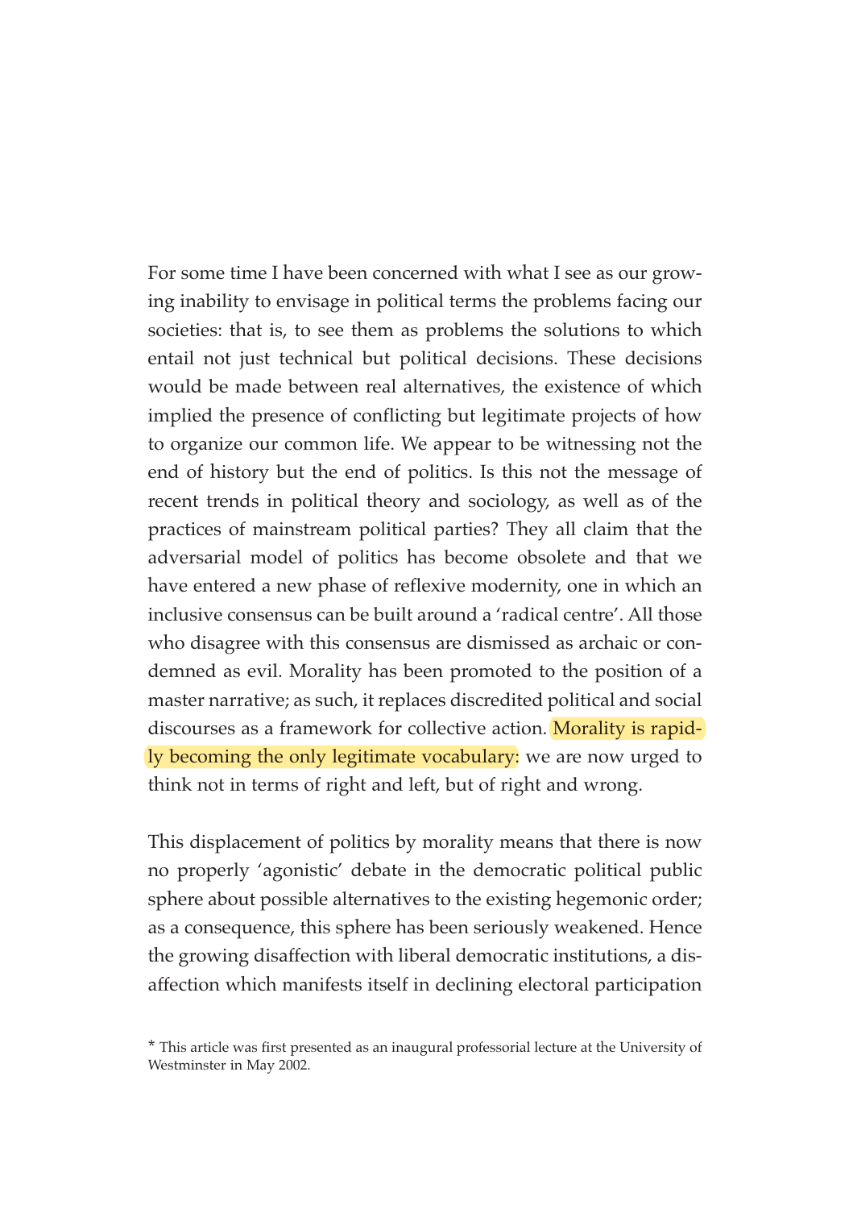For some time I have been concerned with what I see as our growing inability to envisage in political terms the problems facing our societies: that is, to see them as problems the solutions to which entail not just technical but political decisions. These decisions would be made between real alternatives, the existence of which implied the presence of conflicting but legitimate projects of how to organize our common life. We appear to be witnessing not the end of history but the end of politics. Is this not the message of recent trends in political theory and sociology, as well as of the practices of mainstream political parties? They all claim that the adversarial model of politics has become obsolete and that we have entered a new phase of reflexive modernity, one in which an inclusive consensus can be built around a 'radical centre'. All those who disagree with this consensus are dismissed as archaic or condemned as evil. Morality has been promoted to the position of a master narrative; as such, it replaces discredited political and social discourses as a framework for collective action. Morality is rapidly becoming the only legitimate vocabulary: we are now urged to think not in terms of right and left, but of right and wrong.

This displacement of politics by morality means that there is now no properly 'agonistic' debate in the democratic political public sphere about possible alternatives to the existing hegemonic order; as a consequence, this sphere has been seriously weakened. Hence the growing disaffection with liberal democratic institutions, a disaffection which manifests itself in declining electoral participation

* This article was first presented as an inaugural professorial lecture at the University of Westminster in May 2002.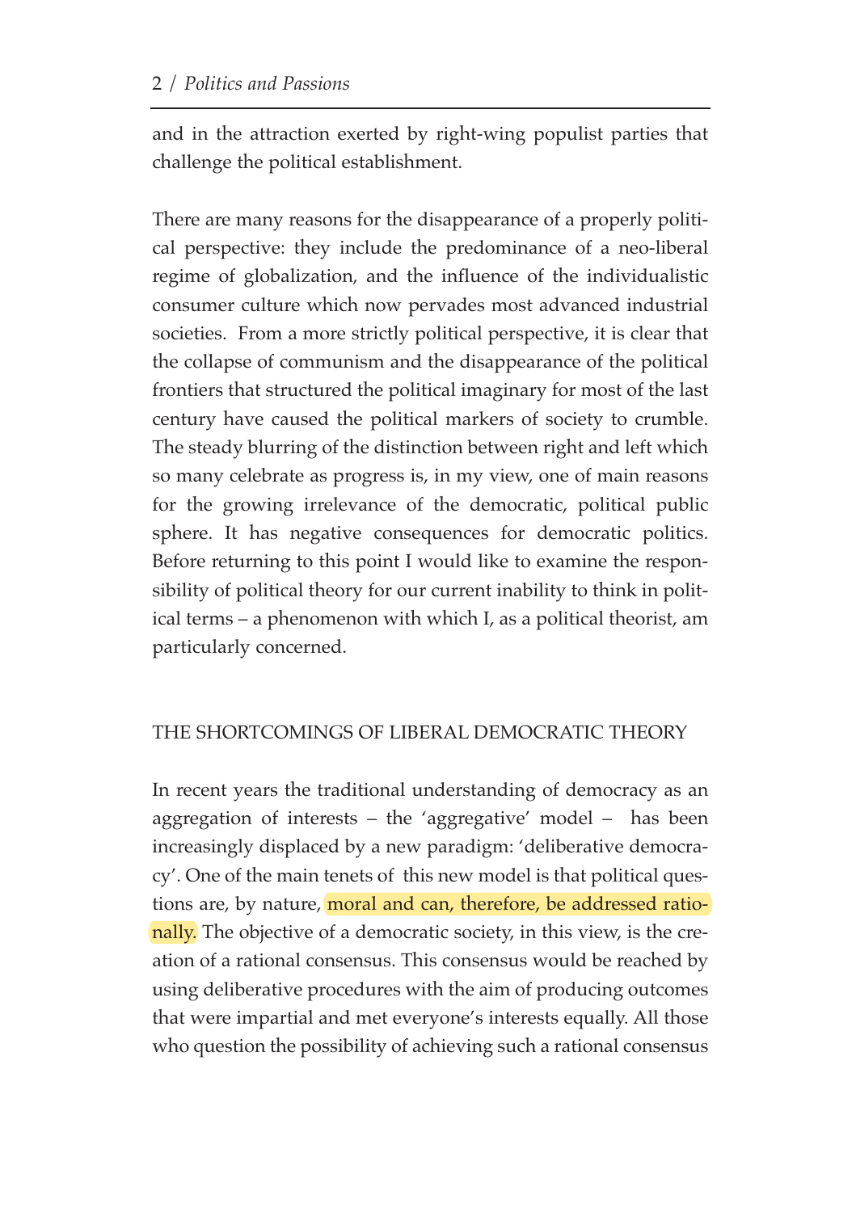and in the attraction exerted by right-wing populist parties that challenge the political establishment.

There are many reasons for the disappearance of a properly political perspective: they include the predominance of a neo-liberal regime of globalization, and the influence of the individualistic consumer culture which now pervades most advanced industrial societies. From a more strictly political perspective, it is clear that the collapse of communism and the disappearance of the political frontiers that structured the political imaginary for most of the last century have caused the political markers of society to crumble. The steady blurring of the distinction between right and left which so many celebrate as progress is, in my view, one of main reasons for the growing irrelevance of the democratic, political public sphere. It has negative consequences for democratic politics. Before returning to this point I would like to examine the responsibility of political theory for our current inability to think in political terms – a phenomenon with which I, as a political theorist, am particularly concerned.

## THE SHORTCOMINGS OF LIBERAL DEMOCRATIC THEORY

In recent years the traditional understanding of democracy as an aggregation of interests – the 'aggregative' model – has been increasingly displaced by a new paradigm: 'deliberative democracy'. One of the main tenets of this new model is that political questions are, by nature, moral and can, therefore, be addressed rationally. The objective of a democratic society, in this view, is the creation of a rational consensus. This consensus would be reached by using deliberative procedures with the aim of producing outcomes that were impartial and met everyone's interests equally. All those who question the possibility of achieving such a rational consensus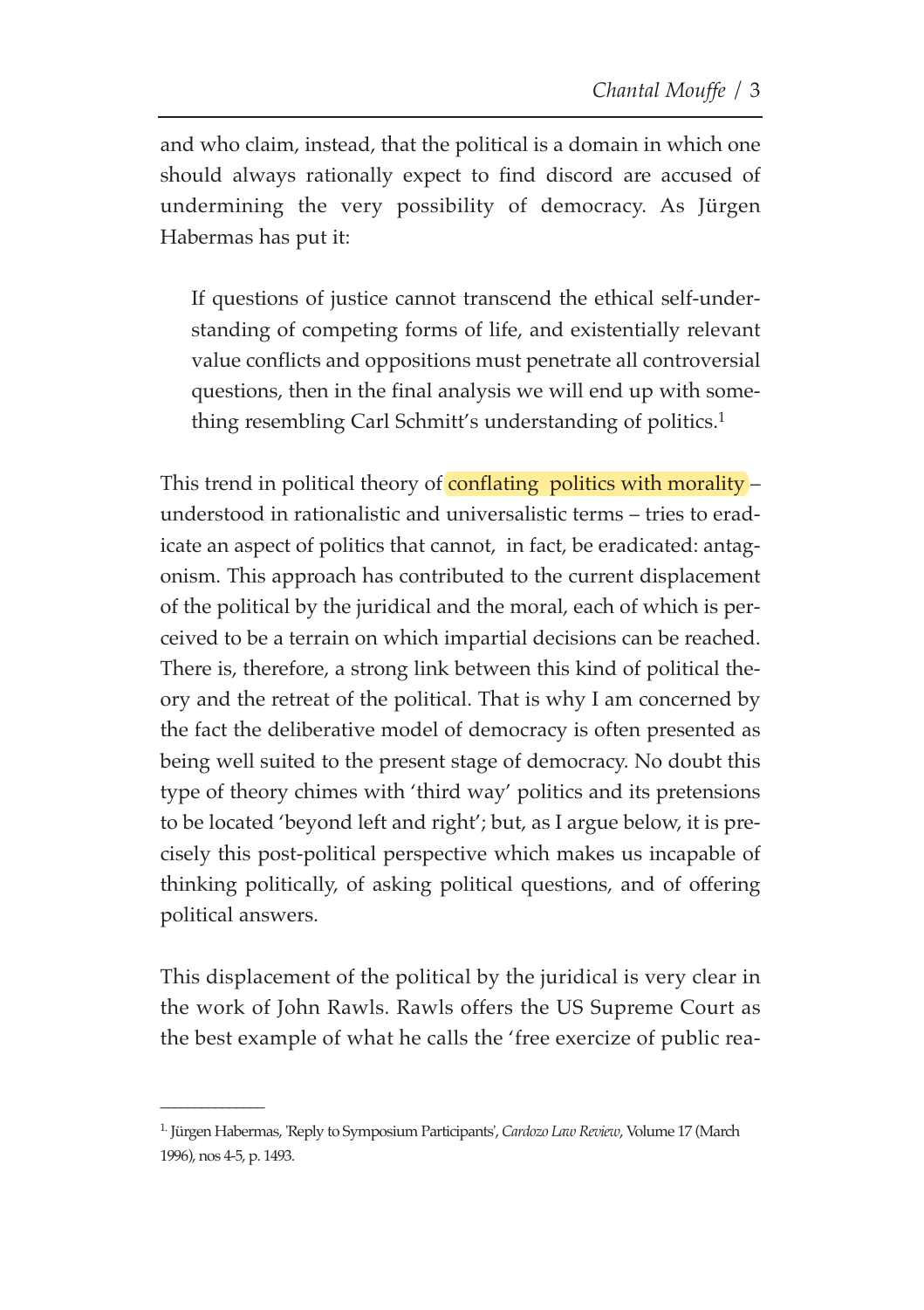and who claim, instead, that the political is a domain in which one should always rationally expect to find discord are accused of undermining the very possibility of democracy. As Jürgen Habermas has put it:

> If questions of justice cannot transcend the ethical self-understanding of competing forms of life, and existentially relevant value conflicts and oppositions must penetrate all controversial questions, then in the final analysis we will end up with something resembling Carl Schmitt's understanding of politics.[1]

This trend in political theory of conflating politics with morality – understood in rationalistic and universalistic terms – tries to eradicate an aspect of politics that cannot, in fact, be eradicated: antagonism. This approach has contributed to the current displacement of the political by the juridical and the moral, each of which is perceived to be a terrain on which impartial decisions can be reached. There is, therefore, a strong link between this kind of political theory and the retreat of the political. That is why I am concerned by the fact the deliberative model of democracy is often presented as being well suited to the present stage of democracy. No doubt this type of theory chimes with 'third way' politics and its pretensions to be located 'beyond left and right'; but, as I argue below, it is precisely this post-political perspective which makes us incapable of thinking politically, of asking political questions, and of offering political answers.

This displacement of the political by the juridical is very clear in the work of John Rawls. Rawls offers the US Supreme Court as the best example of what he calls the 'free exercize of public rea-

---

1. Jürgen Habermas, 'Reply to Symposium Participants', *Cardozo Law Review*, Volume 17 (March 1996), nos 4-5, p. 1493.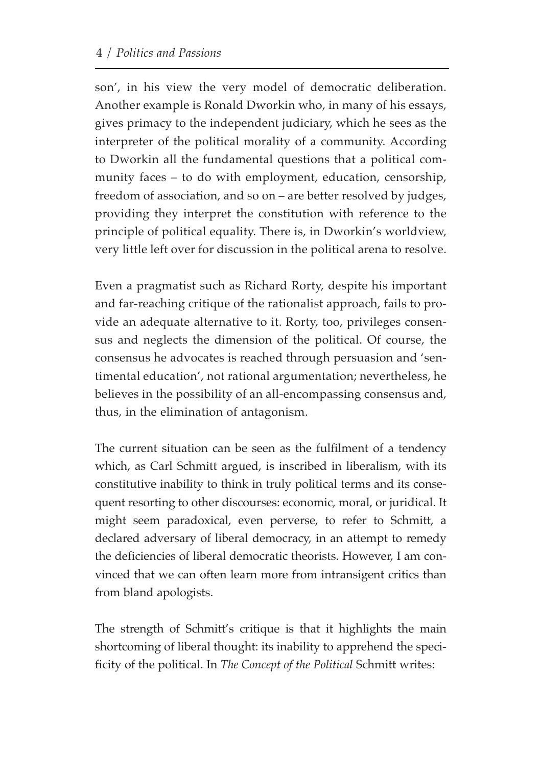son', in his view the very model of democratic deliberation. Another example is Ronald Dworkin who, in many of his essays, gives primacy to the independent judiciary, which he sees as the interpreter of the political morality of a community. According to Dworkin all the fundamental questions that a political community faces – to do with employment, education, censorship, freedom of association, and so on – are better resolved by judges, providing they interpret the constitution with reference to the principle of political equality. There is, in Dworkin's worldview, very little left over for discussion in the political arena to resolve.

Even a pragmatist such as Richard Rorty, despite his important and far-reaching critique of the rationalist approach, fails to provide an adequate alternative to it. Rorty, too, privileges consensus and neglects the dimension of the political. Of course, the consensus he advocates is reached through persuasion and 'sentimental education', not rational argumentation; nevertheless, he believes in the possibility of an all-encompassing consensus and, thus, in the elimination of antagonism.

The current situation can be seen as the fulfilment of a tendency which, as Carl Schmitt argued, is inscribed in liberalism, with its constitutive inability to think in truly political terms and its consequent resorting to other discourses: economic, moral, or juridical. It might seem paradoxical, even perverse, to refer to Schmitt, a declared adversary of liberal democracy, in an attempt to remedy the deficiencies of liberal democratic theorists. However, I am convinced that we can often learn more from intransigent critics than from bland apologists.

The strength of Schmitt's critique is that it highlights the main shortcoming of liberal thought: its inability to apprehend the specificity of the political. In *The Concept of the Political* Schmitt writes: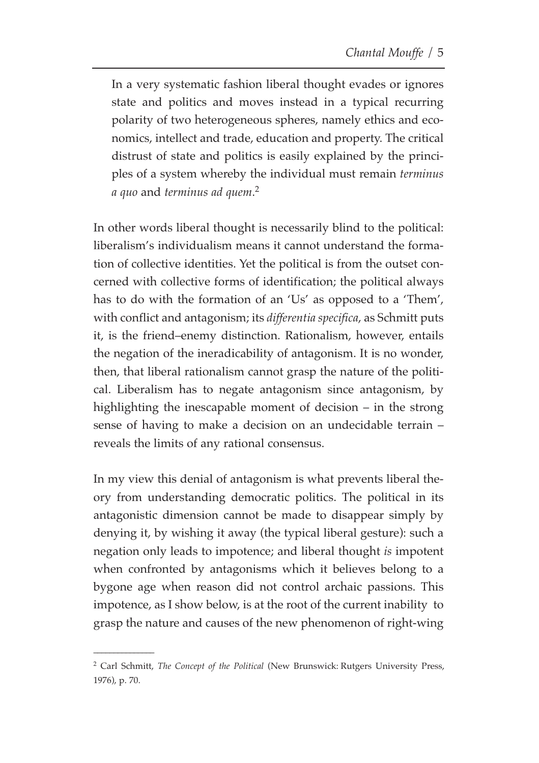> In a very systematic fashion liberal thought evades or ignores state and politics and moves instead in a typical recurring polarity of two heterogeneous spheres, namely ethics and economics, intellect and trade, education and property. The critical distrust of state and politics is easily explained by the principles of a system whereby the individual must remain *terminus a quo* and *terminus ad quem*.[2]

In other words liberal thought is necessarily blind to the political: liberalism's individualism means it cannot understand the formation of collective identities. Yet the political is from the outset concerned with collective forms of identification; the political always has to do with the formation of an 'Us' as opposed to a 'Them', with conflict and antagonism; its *differentia specifica*, as Schmitt puts it, is the friend–enemy distinction. Rationalism, however, entails the negation of the ineradicability of antagonism. It is no wonder, then, that liberal rationalism cannot grasp the nature of the political. Liberalism has to negate antagonism since antagonism, by highlighting the inescapable moment of decision – in the strong sense of having to make a decision on an undecidable terrain – reveals the limits of any rational consensus.

In my view this denial of antagonism is what prevents liberal theory from understanding democratic politics. The political in its antagonistic dimension cannot be made to disappear simply by denying it, by wishing it away (the typical liberal gesture): such a negation only leads to impotence; and liberal thought *is* impotent when confronted by antagonisms which it believes belong to a bygone age when reason did not control archaic passions. This impotence, as I show below, is at the root of the current inability to grasp the nature and causes of the new phenomenon of right-wing

---

[2] Carl Schmitt, *The Concept of the Political* (New Brunswick: Rutgers University Press, 1976), p. 70.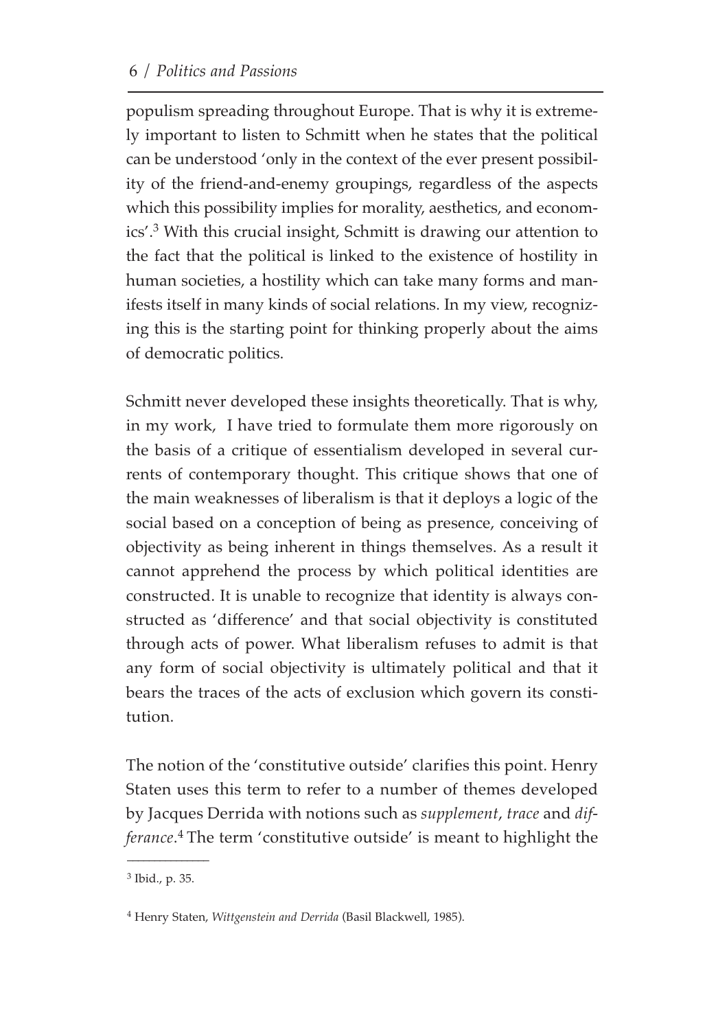populism spreading throughout Europe. That is why it is extremely important to listen to Schmitt when he states that the political can be understood 'only in the context of the ever present possibility of the friend-and-enemy groupings, regardless of the aspects which this possibility implies for morality, aesthetics, and economics'.[3] With this crucial insight, Schmitt is drawing our attention to the fact that the political is linked to the existence of hostility in human societies, a hostility which can take many forms and manifests itself in many kinds of social relations. In my view, recognizing this is the starting point for thinking properly about the aims of democratic politics.

Schmitt never developed these insights theoretically. That is why, in my work, I have tried to formulate them more rigorously on the basis of a critique of essentialism developed in several currents of contemporary thought. This critique shows that one of the main weaknesses of liberalism is that it deploys a logic of the social based on a conception of being as presence, conceiving of objectivity as being inherent in things themselves. As a result it cannot apprehend the process by which political identities are constructed. It is unable to recognize that identity is always constructed as 'difference' and that social objectivity is constituted through acts of power. What liberalism refuses to admit is that any form of social objectivity is ultimately political and that it bears the traces of the acts of exclusion which govern its constitution.

The notion of the 'constitutive outside' clarifies this point. Henry Staten uses this term to refer to a number of themes developed by Jacques Derrida with notions such as *supplement*, *trace* and *differance*.[4] The term 'constitutive outside' is meant to highlight the

---

[3] Ibid., p. 35.

[4] Henry Staten, *Wittgenstein and Derrida* (Basil Blackwell, 1985).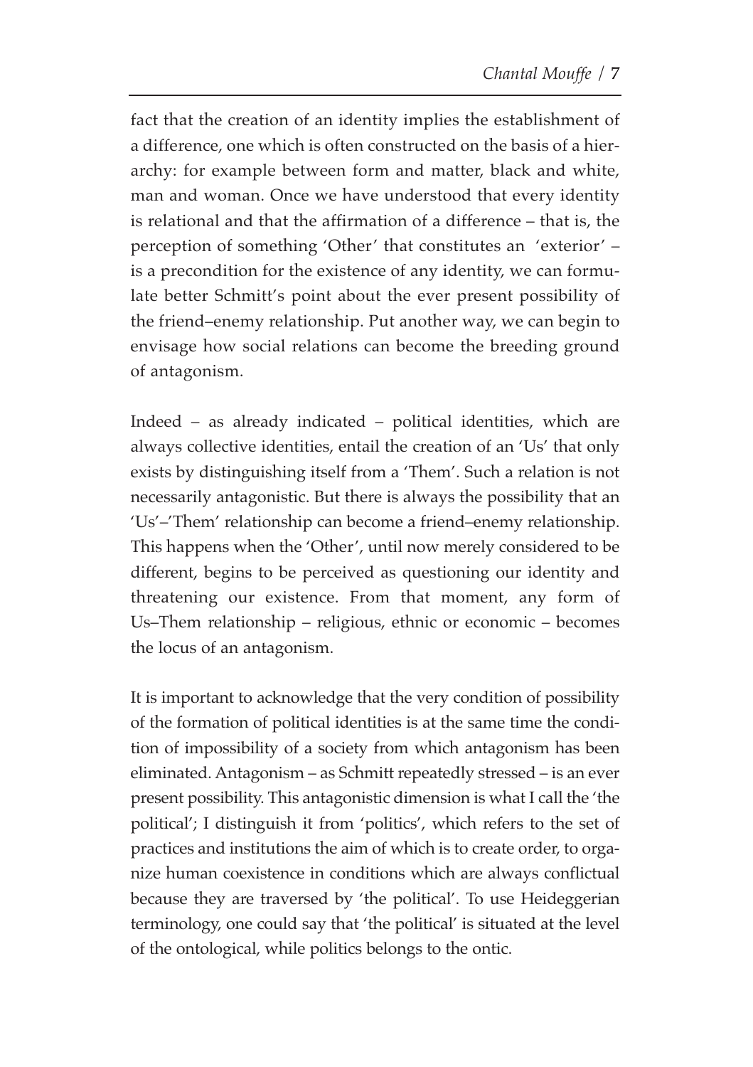fact that the creation of an identity implies the establishment of a difference, one which is often constructed on the basis of a hierarchy: for example between form and matter, black and white, man and woman. Once we have understood that every identity is relational and that the affirmation of a difference – that is, the perception of something 'Other' that constitutes an 'exterior' – is a precondition for the existence of any identity, we can formulate better Schmitt's point about the ever present possibility of the friend–enemy relationship. Put another way, we can begin to envisage how social relations can become the breeding ground of antagonism.

Indeed – as already indicated – political identities, which are always collective identities, entail the creation of an 'Us' that only exists by distinguishing itself from a 'Them'. Such a relation is not necessarily antagonistic. But there is always the possibility that an 'Us'–'Them' relationship can become a friend–enemy relationship. This happens when the 'Other', until now merely considered to be different, begins to be perceived as questioning our identity and threatening our existence. From that moment, any form of Us–Them relationship – religious, ethnic or economic – becomes the locus of an antagonism.

It is important to acknowledge that the very condition of possibility of the formation of political identities is at the same time the condition of impossibility of a society from which antagonism has been eliminated. Antagonism – as Schmitt repeatedly stressed – is an ever present possibility. This antagonistic dimension is what I call the 'the political'; I distinguish it from 'politics', which refers to the set of practices and institutions the aim of which is to create order, to organize human coexistence in conditions which are always conflictual because they are traversed by 'the political'. To use Heideggerian terminology, one could say that 'the political' is situated at the level of the ontological, while politics belongs to the ontic.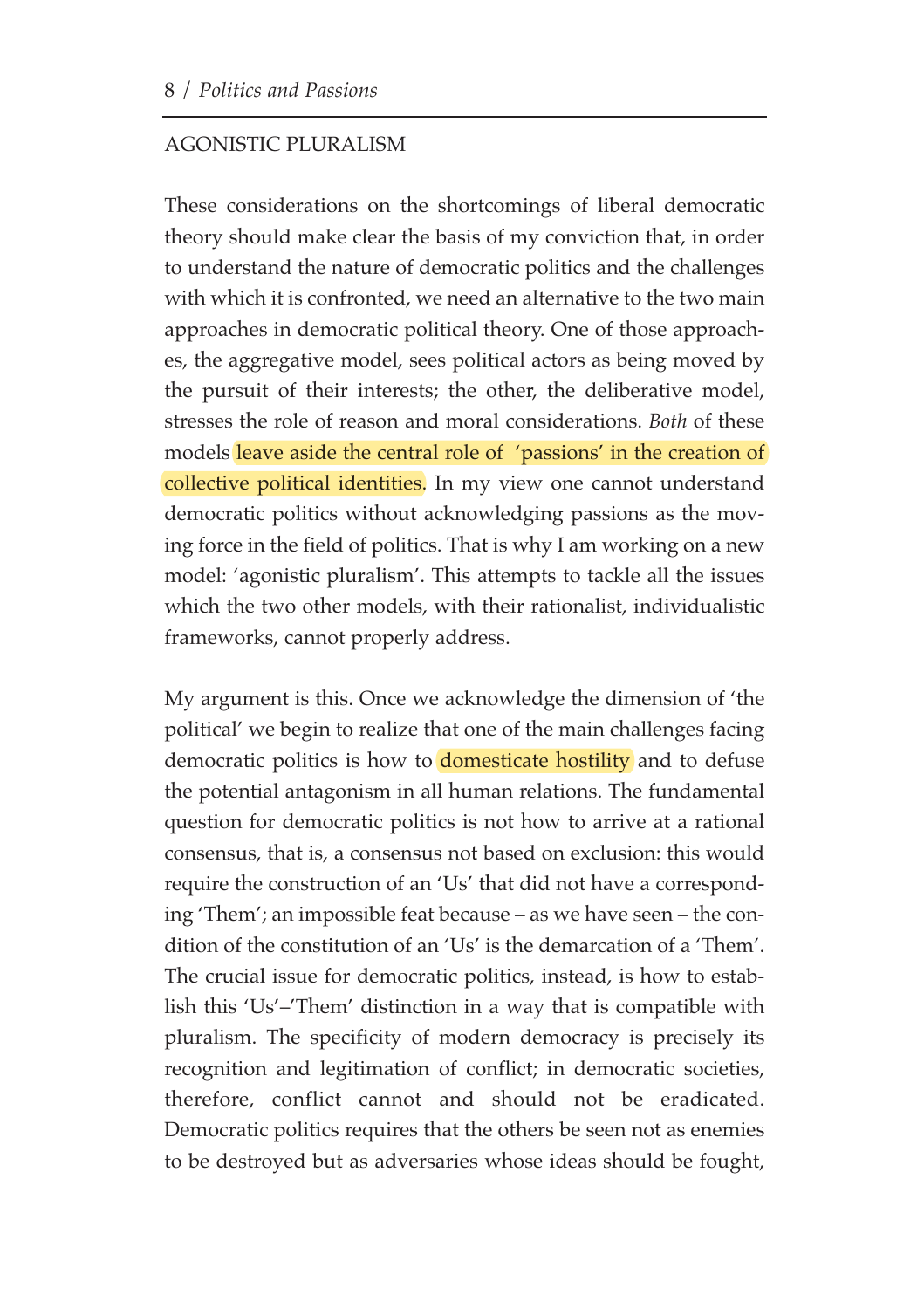## AGONISTIC PLURALISM

These considerations on the shortcomings of liberal democratic theory should make clear the basis of my conviction that, in order to understand the nature of democratic politics and the challenges with which it is confronted, we need an alternative to the two main approaches in democratic political theory. One of those approaches, the aggregative model, sees political actors as being moved by the pursuit of their interests; the other, the deliberative model, stresses the role of reason and moral considerations. *Both* of these models leave aside the central role of 'passions' in the creation of collective political identities. In my view one cannot understand democratic politics without acknowledging passions as the moving force in the field of politics. That is why I am working on a new model: 'agonistic pluralism'. This attempts to tackle all the issues which the two other models, with their rationalist, individualistic frameworks, cannot properly address.

My argument is this. Once we acknowledge the dimension of 'the political' we begin to realize that one of the main challenges facing democratic politics is how to domesticate hostility and to defuse the potential antagonism in all human relations. The fundamental question for democratic politics is not how to arrive at a rational consensus, that is, a consensus not based on exclusion: this would require the construction of an 'Us' that did not have a corresponding 'Them'; an impossible feat because – as we have seen – the condition of the constitution of an 'Us' is the demarcation of a 'Them'. The crucial issue for democratic politics, instead, is how to establish this 'Us'–'Them' distinction in a way that is compatible with pluralism. The specificity of modern democracy is precisely its recognition and legitimation of conflict; in democratic societies, therefore, conflict cannot and should not be eradicated. Democratic politics requires that the others be seen not as enemies to be destroyed but as adversaries whose ideas should be fought,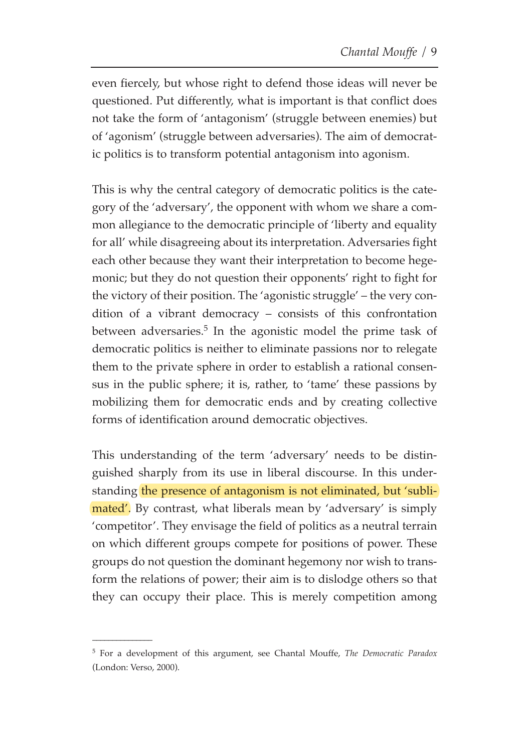even fiercely, but whose right to defend those ideas will never be questioned. Put differently, what is important is that conflict does not take the form of 'antagonism' (struggle between enemies) but of 'agonism' (struggle between adversaries). The aim of democratic politics is to transform potential antagonism into agonism.

This is why the central category of democratic politics is the category of the 'adversary', the opponent with whom we share a common allegiance to the democratic principle of 'liberty and equality for all' while disagreeing about its interpretation. Adversaries fight each other because they want their interpretation to become hegemonic; but they do not question their opponents' right to fight for the victory of their position. The 'agonistic struggle' – the very condition of a vibrant democracy – consists of this confrontation between adversaries.[5] In the agonistic model the prime task of democratic politics is neither to eliminate passions nor to relegate them to the private sphere in order to establish a rational consensus in the public sphere; it is, rather, to 'tame' these passions by mobilizing them for democratic ends and by creating collective forms of identification around democratic objectives.

This understanding of the term 'adversary' needs to be distinguished sharply from its use in liberal discourse. In this understanding the presence of antagonism is not eliminated, but 'sublimated'. By contrast, what liberals mean by 'adversary' is simply 'competitor'. They envisage the field of politics as a neutral terrain on which different groups compete for positions of power. These groups do not question the dominant hegemony nor wish to transform the relations of power; their aim is to dislodge others so that they can occupy their place. This is merely competition among

---

[5] For a development of this argument, see Chantal Mouffe, *The Democratic Paradox* (London: Verso, 2000).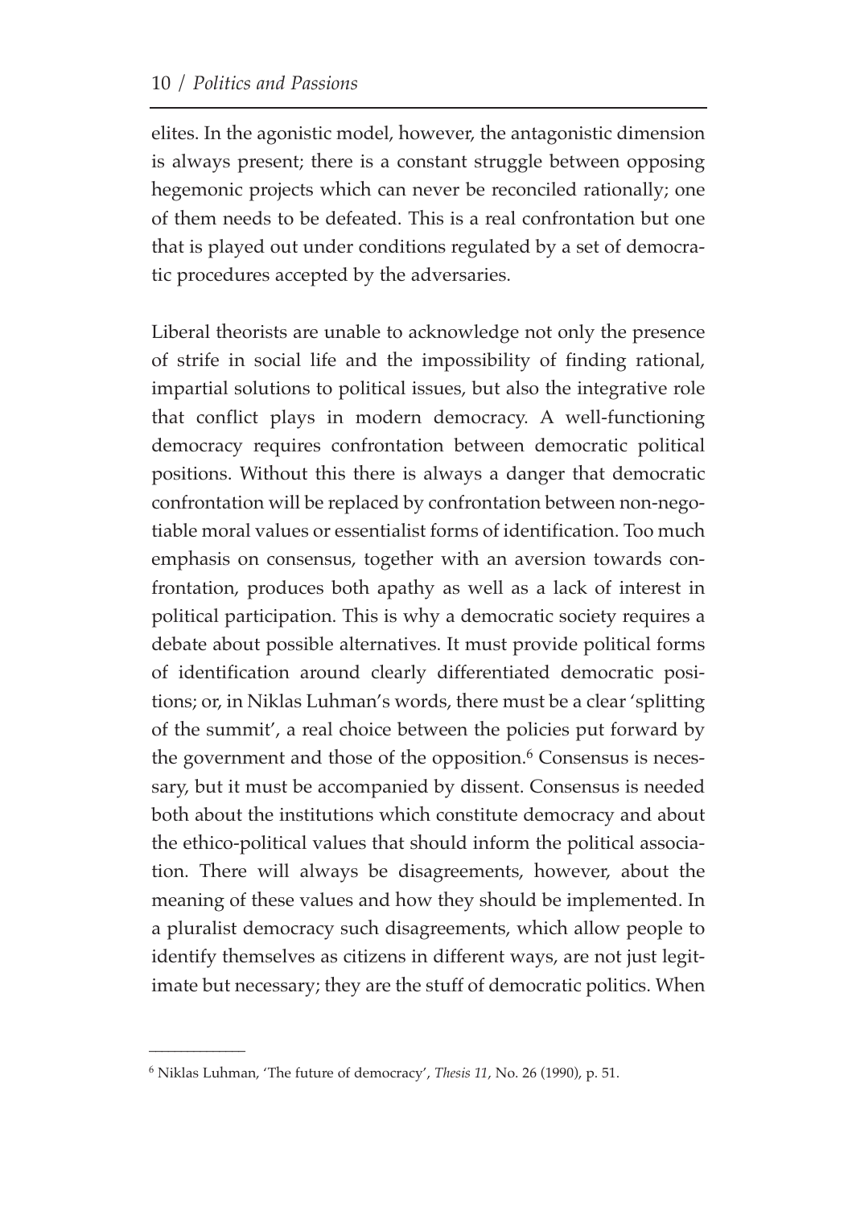elites. In the agonistic model, however, the antagonistic dimension is always present; there is a constant struggle between opposing hegemonic projects which can never be reconciled rationally; one of them needs to be defeated. This is a real confrontation but one that is played out under conditions regulated by a set of democratic procedures accepted by the adversaries.

Liberal theorists are unable to acknowledge not only the presence of strife in social life and the impossibility of finding rational, impartial solutions to political issues, but also the integrative role that conflict plays in modern democracy. A well-functioning democracy requires confrontation between democratic political positions. Without this there is always a danger that democratic confrontation will be replaced by confrontation between non-negotiable moral values or essentialist forms of identification. Too much emphasis on consensus, together with an aversion towards confrontation, produces both apathy as well as a lack of interest in political participation. This is why a democratic society requires a debate about possible alternatives. It must provide political forms of identification around clearly differentiated democratic positions; or, in Niklas Luhman's words, there must be a clear 'splitting of the summit', a real choice between the policies put forward by the government and those of the opposition.[6] Consensus is necessary, but it must be accompanied by dissent. Consensus is needed both about the institutions which constitute democracy and about the ethico-political values that should inform the political association. There will always be disagreements, however, about the meaning of these values and how they should be implemented. In a pluralist democracy such disagreements, which allow people to identify themselves as citizens in different ways, are not just legitimate but necessary; they are the stuff of democratic politics. When

---

[6] Niklas Luhman, 'The future of democracy', *Thesis 11*, No. 26 (1990), p. 51.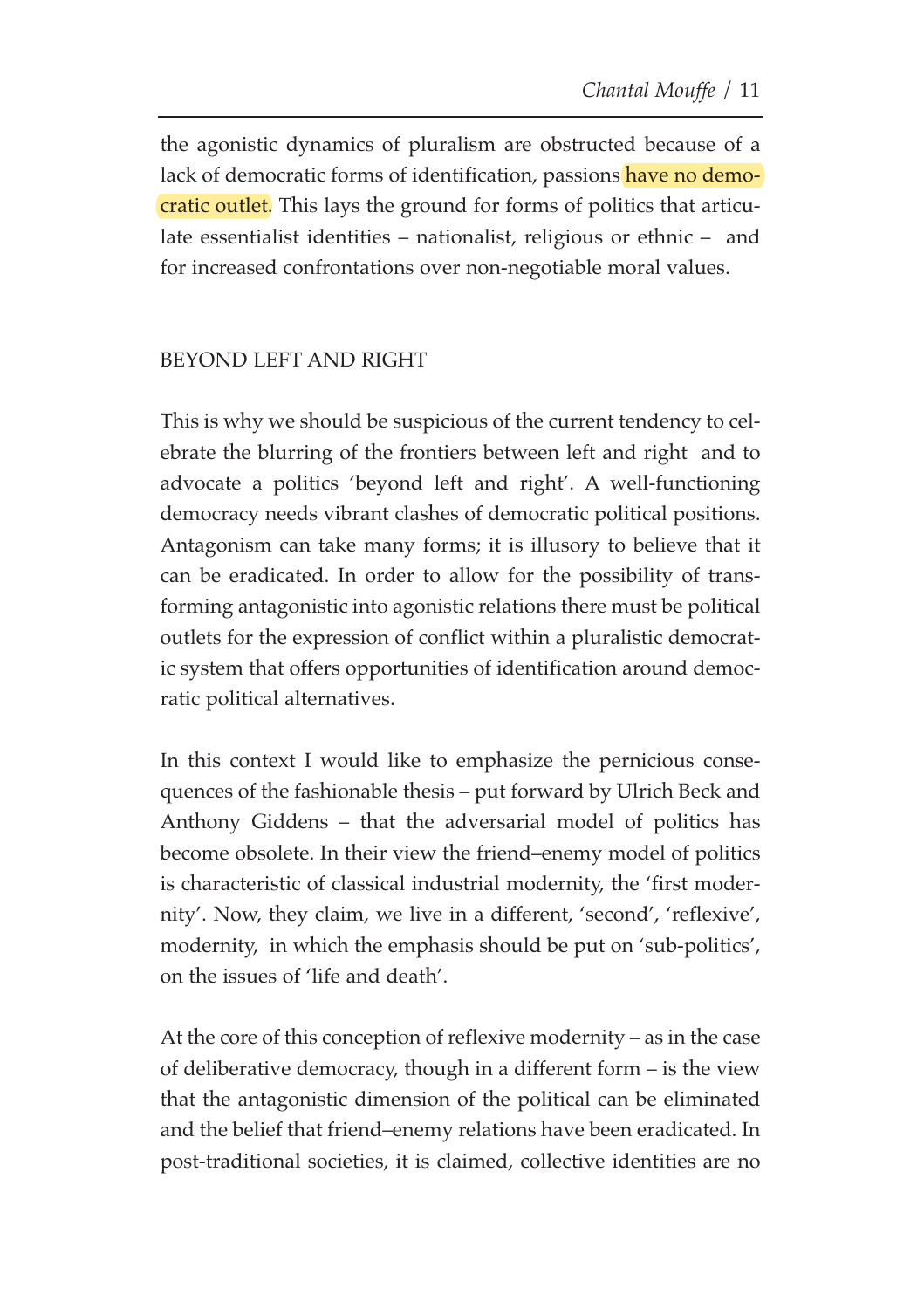the agonistic dynamics of pluralism are obstructed because of a lack of democratic forms of identification, passions have no democratic outlet. This lays the ground for forms of politics that articulate essentialist identities – nationalist, religious or ethnic – and for increased confrontations over non-negotiable moral values.

## BEYOND LEFT AND RIGHT

This is why we should be suspicious of the current tendency to celebrate the blurring of the frontiers between left and right and to advocate a politics 'beyond left and right'. A well-functioning democracy needs vibrant clashes of democratic political positions. Antagonism can take many forms; it is illusory to believe that it can be eradicated. In order to allow for the possibility of transforming antagonistic into agonistic relations there must be political outlets for the expression of conflict within a pluralistic democratic system that offers opportunities of identification around democratic political alternatives.

In this context I would like to emphasize the pernicious consequences of the fashionable thesis – put forward by Ulrich Beck and Anthony Giddens – that the adversarial model of politics has become obsolete. In their view the friend–enemy model of politics is characteristic of classical industrial modernity, the 'first modernity'. Now, they claim, we live in a different, 'second', 'reflexive', modernity, in which the emphasis should be put on 'sub-politics', on the issues of 'life and death'.

At the core of this conception of reflexive modernity – as in the case of deliberative democracy, though in a different form – is the view that the antagonistic dimension of the political can be eliminated and the belief that friend–enemy relations have been eradicated. In post-traditional societies, it is claimed, collective identities are no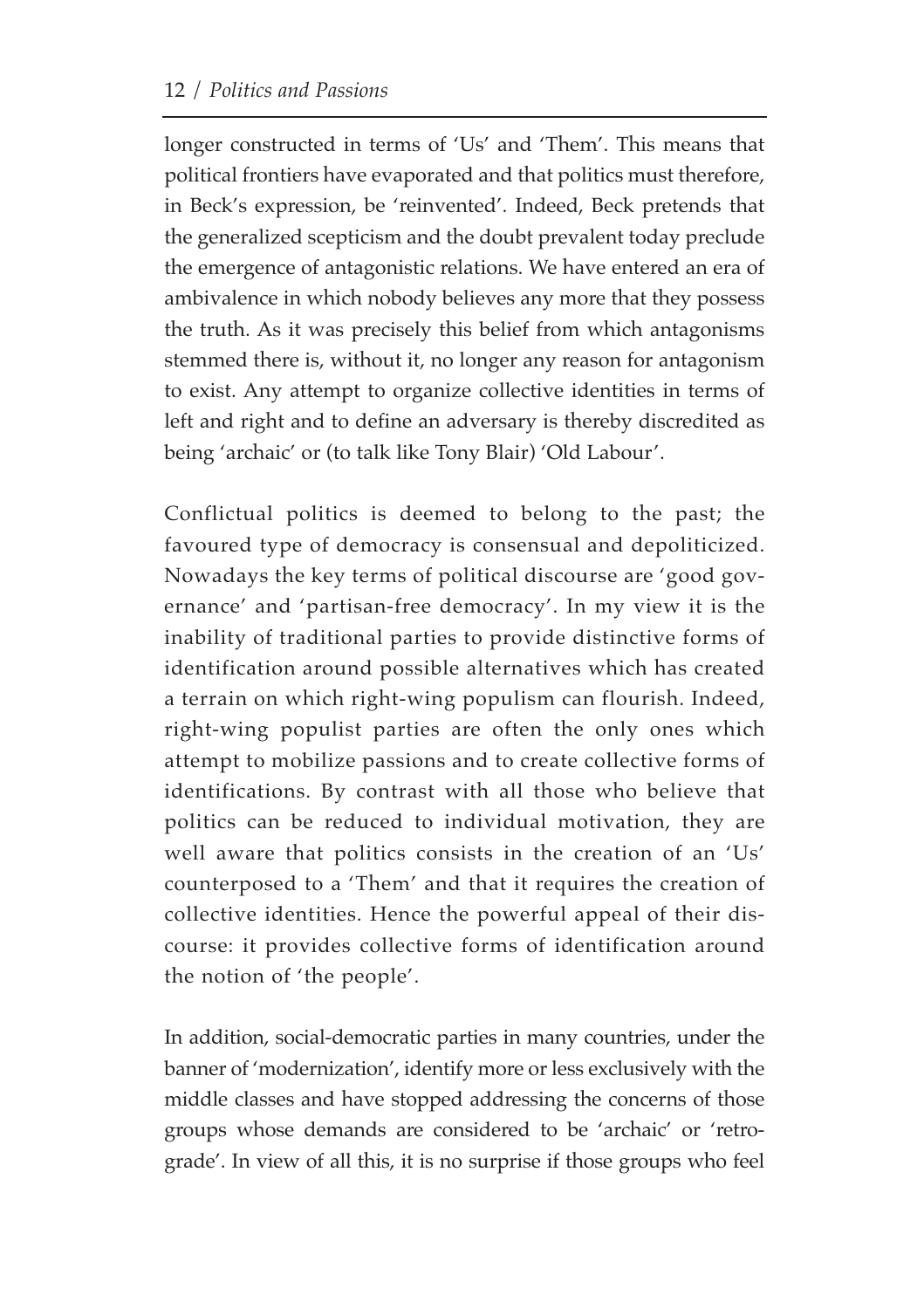longer constructed in terms of 'Us' and 'Them'. This means that political frontiers have evaporated and that politics must therefore, in Beck's expression, be 'reinvented'. Indeed, Beck pretends that the generalized scepticism and the doubt prevalent today preclude the emergence of antagonistic relations. We have entered an era of ambivalence in which nobody believes any more that they possess the truth. As it was precisely this belief from which antagonisms stemmed there is, without it, no longer any reason for antagonism to exist. Any attempt to organize collective identities in terms of left and right and to define an adversary is thereby discredited as being 'archaic' or (to talk like Tony Blair) 'Old Labour'.

Conflictual politics is deemed to belong to the past; the favoured type of democracy is consensual and depoliticized. Nowadays the key terms of political discourse are 'good governance' and 'partisan-free democracy'. In my view it is the inability of traditional parties to provide distinctive forms of identification around possible alternatives which has created a terrain on which right-wing populism can flourish. Indeed, right-wing populist parties are often the only ones which attempt to mobilize passions and to create collective forms of identifications. By contrast with all those who believe that politics can be reduced to individual motivation, they are well aware that politics consists in the creation of an 'Us' counterposed to a 'Them' and that it requires the creation of collective identities. Hence the powerful appeal of their discourse: it provides collective forms of identification around the notion of 'the people'.

In addition, social-democratic parties in many countries, under the banner of 'modernization', identify more or less exclusively with the middle classes and have stopped addressing the concerns of those groups whose demands are considered to be 'archaic' or 'retrograde'. In view of all this, it is no surprise if those groups who feel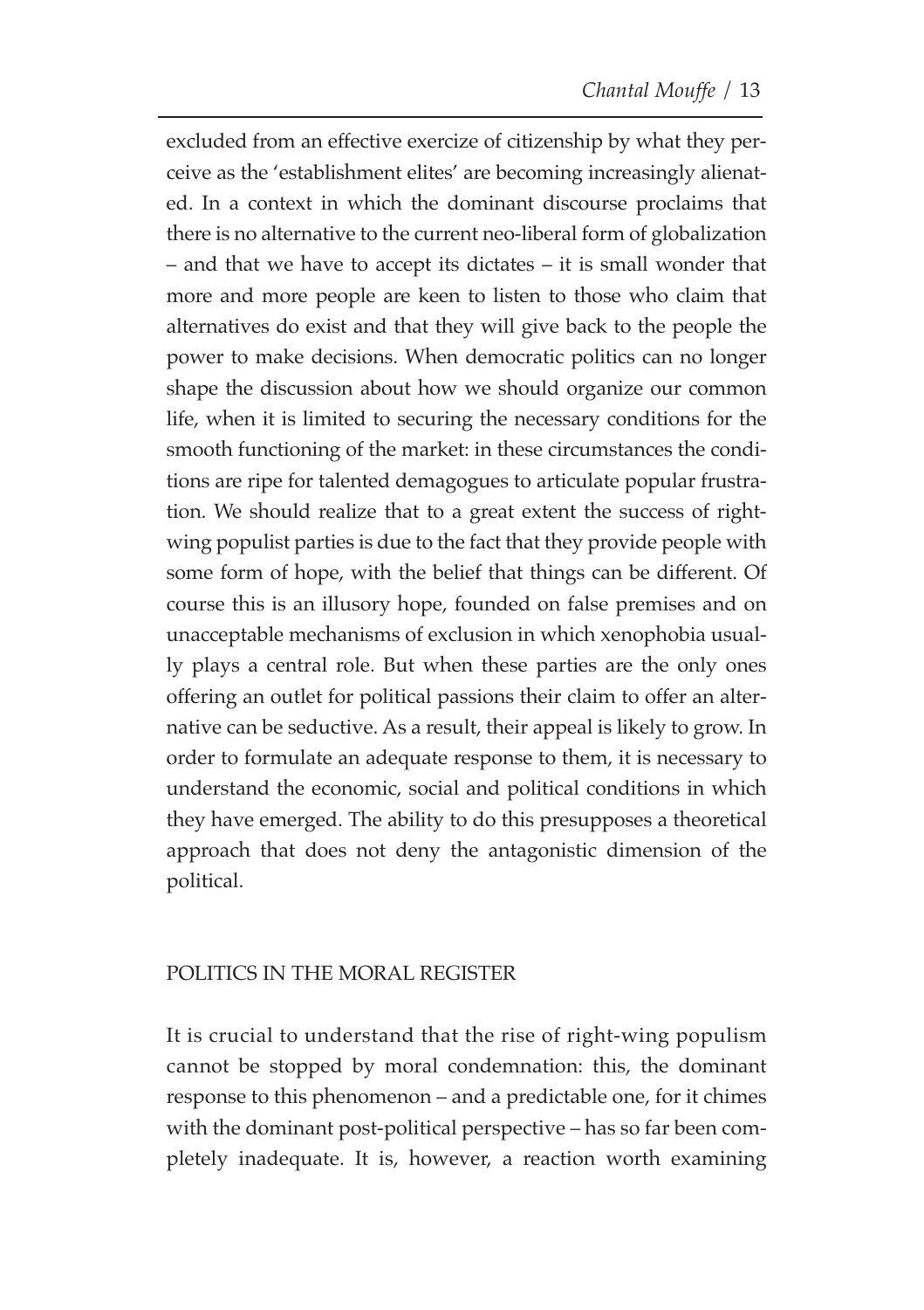excluded from an effective exercize of citizenship by what they perceive as the 'establishment elites' are becoming increasingly alienated. In a context in which the dominant discourse proclaims that there is no alternative to the current neo-liberal form of globalization – and that we have to accept its dictates – it is small wonder that more and more people are keen to listen to those who claim that alternatives do exist and that they will give back to the people the power to make decisions. When democratic politics can no longer shape the discussion about how we should organize our common life, when it is limited to securing the necessary conditions for the smooth functioning of the market: in these circumstances the conditions are ripe for talented demagogues to articulate popular frustration. We should realize that to a great extent the success of right-wing populist parties is due to the fact that they provide people with some form of hope, with the belief that things can be different. Of course this is an illusory hope, founded on false premises and on unacceptable mechanisms of exclusion in which xenophobia usually plays a central role. But when these parties are the only ones offering an outlet for political passions their claim to offer an alternative can be seductive. As a result, their appeal is likely to grow. In order to formulate an adequate response to them, it is necessary to understand the economic, social and political conditions in which they have emerged. The ability to do this presupposes a theoretical approach that does not deny the antagonistic dimension of the political.

## POLITICS IN THE MORAL REGISTER

It is crucial to understand that the rise of right-wing populism cannot be stopped by moral condemnation: this, the dominant response to this phenomenon – and a predictable one, for it chimes with the dominant post-political perspective – has so far been completely inadequate. It is, however, a reaction worth examining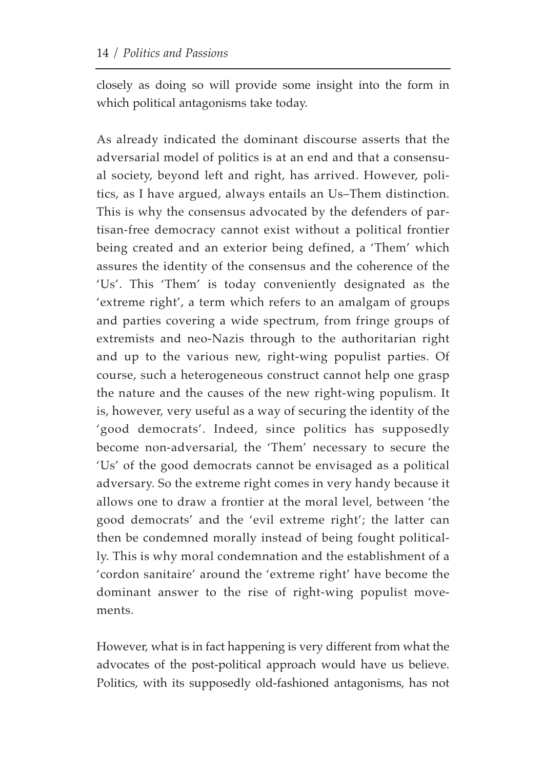closely as doing so will provide some insight into the form in which political antagonisms take today.

As already indicated the dominant discourse asserts that the adversarial model of politics is at an end and that a consensual society, beyond left and right, has arrived. However, politics, as I have argued, always entails an Us–Them distinction. This is why the consensus advocated by the defenders of partisan-free democracy cannot exist without a political frontier being created and an exterior being defined, a 'Them' which assures the identity of the consensus and the coherence of the 'Us'. This 'Them' is today conveniently designated as the 'extreme right', a term which refers to an amalgam of groups and parties covering a wide spectrum, from fringe groups of extremists and neo-Nazis through to the authoritarian right and up to the various new, right-wing populist parties. Of course, such a heterogeneous construct cannot help one grasp the nature and the causes of the new right-wing populism. It is, however, very useful as a way of securing the identity of the 'good democrats'. Indeed, since politics has supposedly become non-adversarial, the 'Them' necessary to secure the 'Us' of the good democrats cannot be envisaged as a political adversary. So the extreme right comes in very handy because it allows one to draw a frontier at the moral level, between 'the good democrats' and the 'evil extreme right'; the latter can then be condemned morally instead of being fought politically. This is why moral condemnation and the establishment of a 'cordon sanitaire' around the 'extreme right' have become the dominant answer to the rise of right-wing populist movements.

However, what is in fact happening is very different from what the advocates of the post-political approach would have us believe. Politics, with its supposedly old-fashioned antagonisms, has not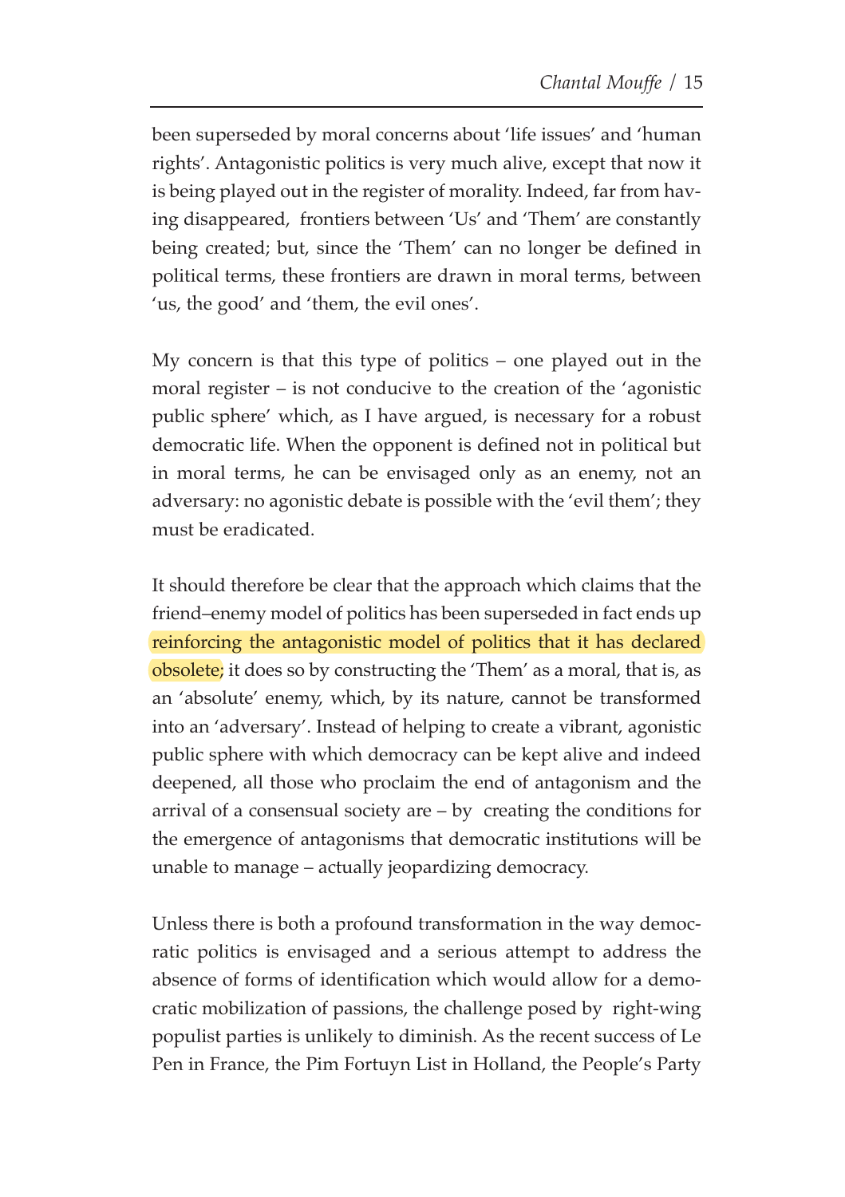been superseded by moral concerns about 'life issues' and 'human rights'. Antagonistic politics is very much alive, except that now it is being played out in the register of morality. Indeed, far from having disappeared, frontiers between 'Us' and 'Them' are constantly being created; but, since the 'Them' can no longer be defined in political terms, these frontiers are drawn in moral terms, between 'us, the good' and 'them, the evil ones'.

My concern is that this type of politics – one played out in the moral register – is not conducive to the creation of the 'agonistic public sphere' which, as I have argued, is necessary for a robust democratic life. When the opponent is defined not in political but in moral terms, he can be envisaged only as an enemy, not an adversary: no agonistic debate is possible with the 'evil them'; they must be eradicated.

It should therefore be clear that the approach which claims that the friend–enemy model of politics has been superseded in fact ends up reinforcing the antagonistic model of politics that it has declared obsolete; it does so by constructing the 'Them' as a moral, that is, as an 'absolute' enemy, which, by its nature, cannot be transformed into an 'adversary'. Instead of helping to create a vibrant, agonistic public sphere with which democracy can be kept alive and indeed deepened, all those who proclaim the end of antagonism and the arrival of a consensual society are – by creating the conditions for the emergence of antagonisms that democratic institutions will be unable to manage – actually jeopardizing democracy.

Unless there is both a profound transformation in the way democratic politics is envisaged and a serious attempt to address the absence of forms of identification which would allow for a democratic mobilization of passions, the challenge posed by right-wing populist parties is unlikely to diminish. As the recent success of Le Pen in France, the Pim Fortuyn List in Holland, the People's Party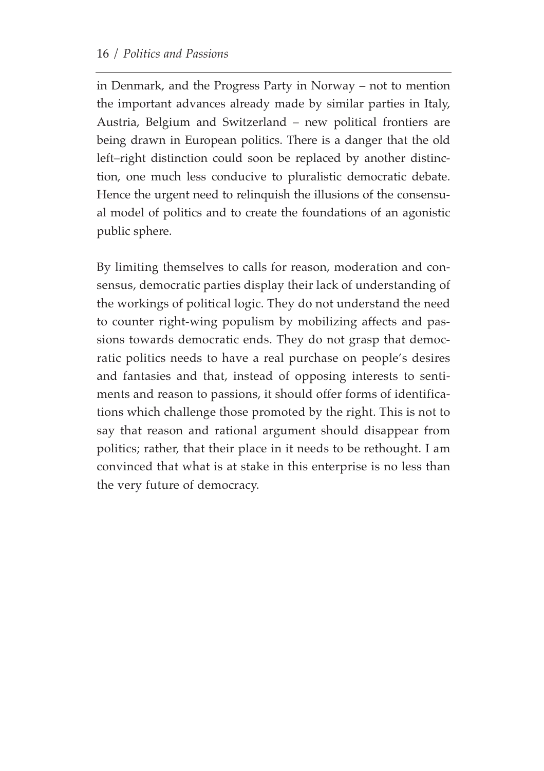in Denmark, and the Progress Party in Norway – not to mention the important advances already made by similar parties in Italy, Austria, Belgium and Switzerland – new political frontiers are being drawn in European politics. There is a danger that the old left–right distinction could soon be replaced by another distinction, one much less conducive to pluralistic democratic debate. Hence the urgent need to relinquish the illusions of the consensual model of politics and to create the foundations of an agonistic public sphere.

By limiting themselves to calls for reason, moderation and consensus, democratic parties display their lack of understanding of the workings of political logic. They do not understand the need to counter right-wing populism by mobilizing affects and passions towards democratic ends. They do not grasp that democratic politics needs to have a real purchase on people's desires and fantasies and that, instead of opposing interests to sentiments and reason to passions, it should offer forms of identifications which challenge those promoted by the right. This is not to say that reason and rational argument should disappear from politics; rather, that their place in it needs to be rethought. I am convinced that what is at stake in this enterprise is no less than the very future of democracy.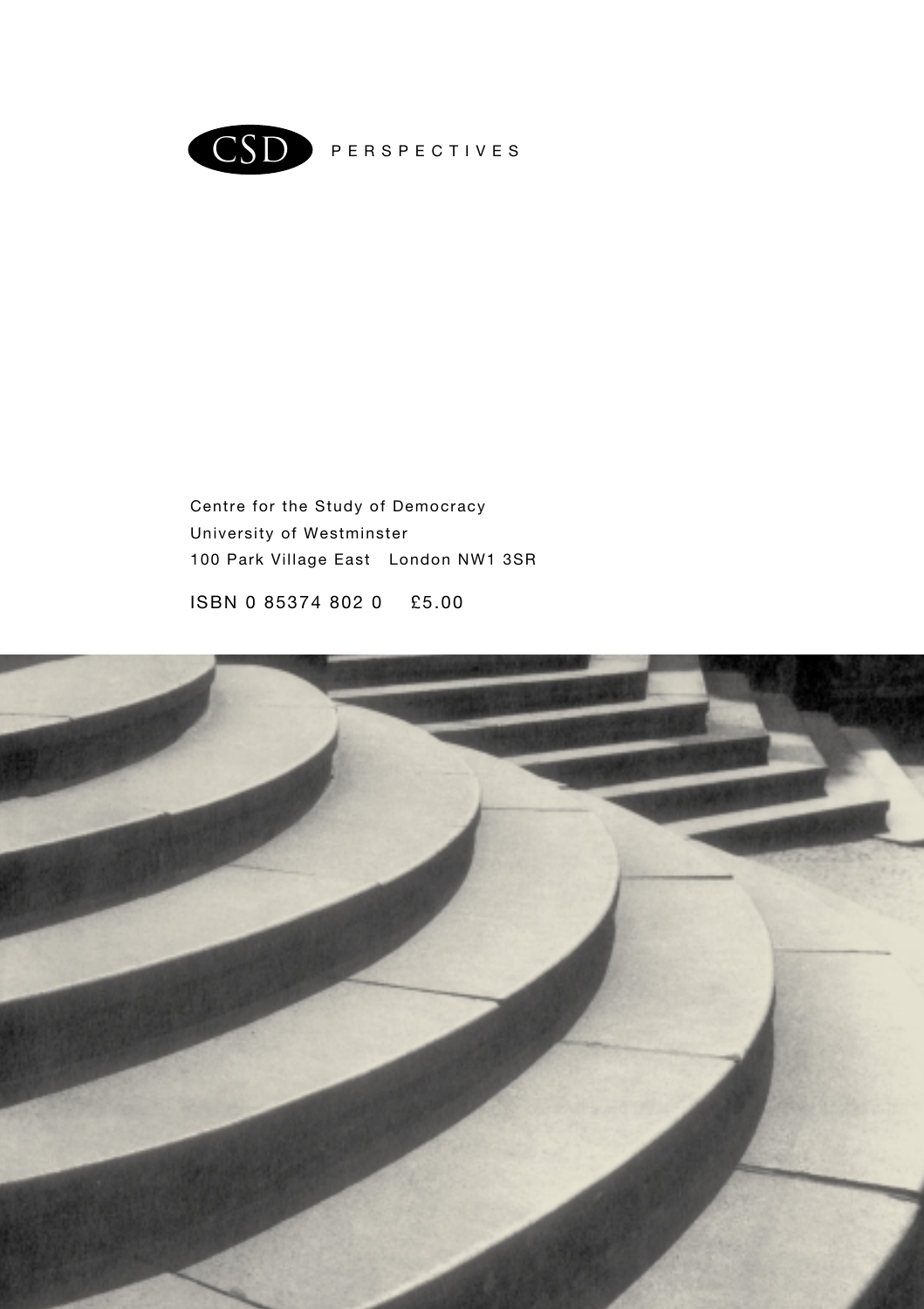CSD PERSPECTIVES

Centre for the Study of Democracy
University of Westminster
100 Park Village East London NW1 3SR

ISBN 0 85374 802 0 £5.00